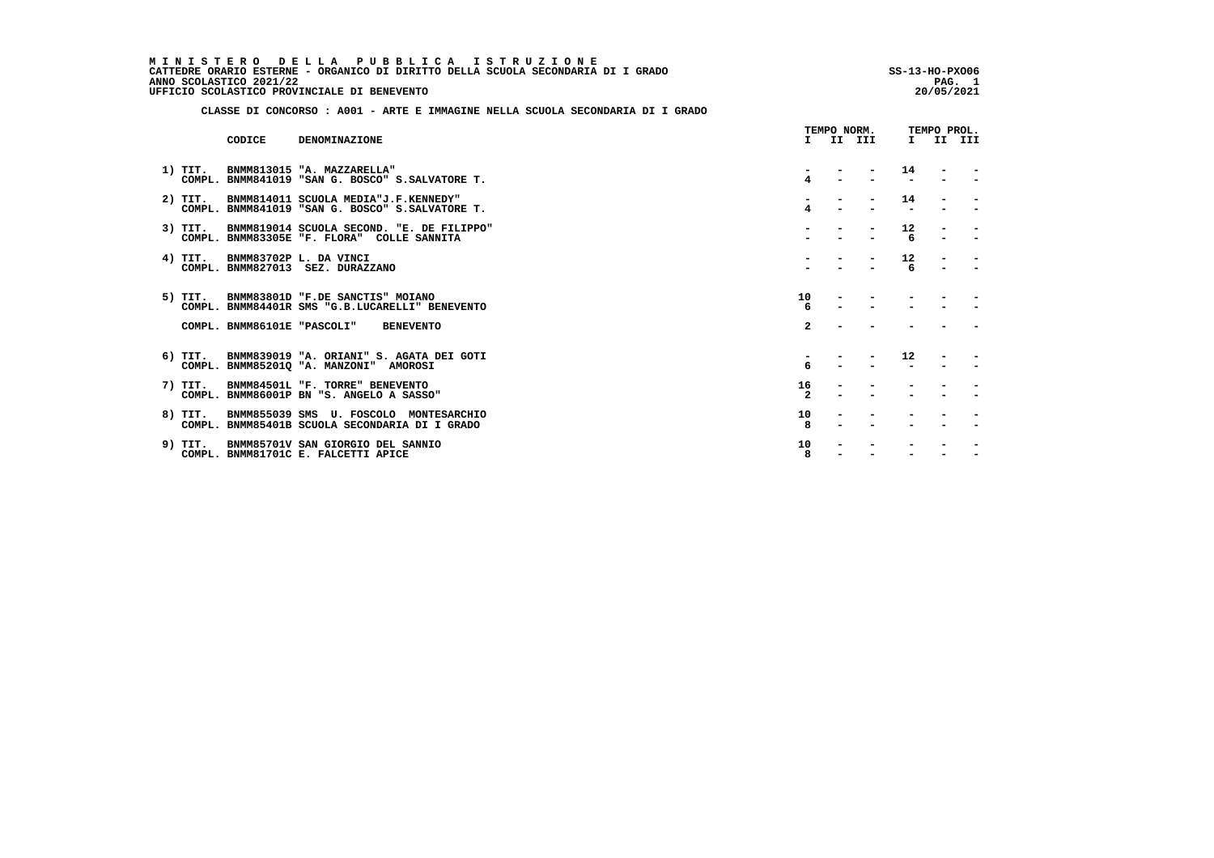**M I N I S T E R O   D E L L A   P U B B L I C A   I S T R U Z I O N E**
**CATTEDRE ORARIO ESTERNE - ORGANICO DI DIRITTO DELLA SCUOLA SECONDARIA DI I GRADO** SS-13-HO-PXO06
**ANNO SCOLASTICO 2021/22**
**UFFICIO SCOLASTICO PROVINCIALE DI BENEVENTO** 20/05/2021

**CLASSE DI CONCORSO : A001 - ARTE E IMMAGINE NELLA SCUOLA SECONDARIA DI I GRADO**

| | | CODICE | DENOMINAZIONE | TEMPO NORM. I | II | III | TEMPO PROL. I | II | III |
|---|---|---|---|---|---|---|---|---|---|
| 1) | TIT. | BNMM813015 | "A. MAZZARELLA" | - | - | - | 14 | - | - |
| | COMPL. | BNMM841019 | "SAN G. BOSCO" S.SALVATORE T. | 4 | - | - | - | - | - |
| 2) | TIT. | BNMM814011 | SCUOLA MEDIA"J.F.KENNEDY" | - | - | - | 14 | - | - |
| | COMPL. | BNMM841019 | "SAN G. BOSCO" S.SALVATORE T. | 4 | - | - | - | - | - |
| 3) | TIT. | BNMM819014 | SCUOLA SECOND. "E. DE FILIPPO" | - | - | - | 12 | - | - |
| | COMPL. | BNMM83305E | "F. FLORA" COLLE SANNITA | - | - | - | 6 | - | - |
| 4) | TIT. | BNMM83702P | L. DA VINCI | - | - | - | 12 | - | - |
| | COMPL. | BNMM827013 | SEZ. DURAZZANO | - | - | - | 6 | - | - |
| 5) | TIT. | BNMM83801D | "F.DE SANCTIS" MOIANO | 10 | - | - | - | - | - |
| | COMPL. | BNMM84401R | SMS "G.B.LUCARELLI" BENEVENTO | 6 | - | - | - | - | - |
| | COMPL. | BNMM86101E | "PASCOLI" BENEVENTO | 2 | - | - | - | - | - |
| 6) | TIT. | BNMM839019 | "A. ORIANI" S. AGATA DEI GOTI | - | - | - | 12 | - | - |
| | COMPL. | BNMM85201Q | "A. MANZONI" AMOROSI | 6 | - | - | - | - | - |
| 7) | TIT. | BNMM84501L | "F. TORRE" BENEVENTO | 16 | - | - | - | - | - |
| | COMPL. | BNMM86001P | BN "S. ANGELO A SASSO" | 2 | - | - | - | - | - |
| 8) | TIT. | BNMM855039 | SMS U. FOSCOLO MONTESARCHIO | 10 | - | - | - | - | - |
| | COMPL. | BNMM85401B | SCUOLA SECONDARIA DI I GRADO | 8 | - | - | - | - | - |
| 9) | TIT. | BNMM85701V | SAN GIORGIO DEL SANNIO | 10 | - | - | - | - | - |
| | COMPL. | BNMM81701C | E. FALCETTI APICE | 8 | - | - | - | - | - |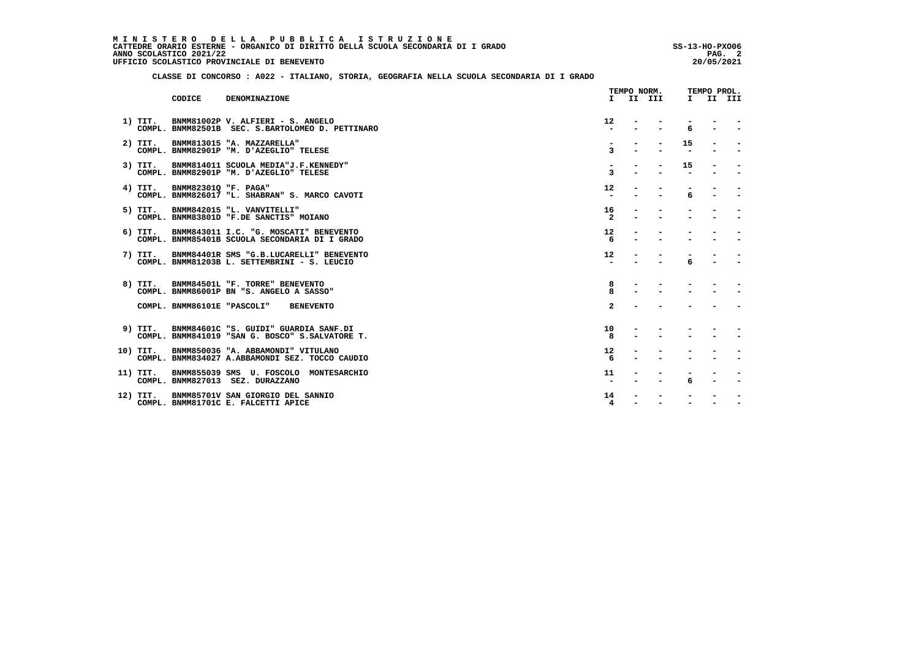**MINISTERO DELLA PUBBLICA ISTRUZIONE**
**CATTEDRE ORARIO ESTERNE - ORGANICO DI DIRITTO DELLA SCUOLA SECONDARIA DI I GRADO** SS-13-HO-PXO06
**ANNO SCOLASTICO 2021/22**
**UFFICIO SCOLASTICO PROVINCIALE DI BENEVENTO** 20/05/2021

**CLASSE DI CONCORSO : A022 - ITALIANO, STORIA, GEOGRAFIA NELLA SCUOLA SECONDARIA DI I GRADO**

| | | CODICE | DENOMINAZIONE | TEMPO NORM. I | II | III | TEMPO PROL. I | II | III |
|---|---|---|---|---|---|---|---|---|---|
| 1) | TIT. | BNMM81002P | V. ALFIERI - S. ANGELO | 12 | - | - | - | - | - |
| | COMPL. | BNMM82501B | SEC. S.BARTOLOMEO D. PETTINARO | - | - | - | 6 | - | - |
| 2) | TIT. | BNMM813015 | "A. MAZZARELLA" | - | - | - | 15 | - | - |
| | COMPL. | BNMM82901P | "M. D'AZEGLIO" TELESE | 3 | - | - | - | - | - |
| 3) | TIT. | BNMM814011 | SCUOLA MEDIA"J.F.KENNEDY" | - | - | - | 15 | - | - |
| | COMPL. | BNMM82901P | "M. D'AZEGLIO" TELESE | 3 | - | - | - | - | - |
| 4) | TIT. | BNMM82301Q | "F. PAGA" | 12 | - | - | - | - | - |
| | COMPL. | BNMM826017 | "L. SHABRAN" S. MARCO CAVOTI | - | - | - | 6 | - | - |
| 5) | TIT. | BNMM842015 | "L. VANVITELLI" | 16 | - | - | - | - | - |
| | COMPL. | BNMM83801D | "F.DE SANCTIS" MOIANO | 2 | - | - | - | - | - |
| 6) | TIT. | BNMM843011 | I.C. "G. MOSCATI" BENEVENTO | 12 | - | - | - | - | - |
| | COMPL. | BNMM85401B | SCUOLA SECONDARIA DI I GRADO | 6 | - | - | - | - | - |
| 7) | TIT. | BNMM84401R | SMS "G.B.LUCARELLI" BENEVENTO | 12 | - | - | - | - | - |
| | COMPL. | BNMM81203B | L. SETTEMBRINI - S. LEUCIO | - | - | - | 6 | - | - |
| 8) | TIT. | BNMM84501L | "F. TORRE" BENEVENTO | 8 | - | - | - | - | - |
| | COMPL. | BNMM86001P | BN "S. ANGELO A SASSO" | 8 | - | - | - | - | - |
| | COMPL. | BNMM86101E | "PASCOLI" BENEVENTO | 2 | - | - | - | - | - |
| 9) | TIT. | BNMM84601C | "S. GUIDI" GUARDIA SANF.DI | 10 | - | - | - | - | - |
| | COMPL. | BNMM841019 | "SAN G. BOSCO" S.SALVATORE T. | 8 | - | - | - | - | - |
| 10) | TIT. | BNMM850036 | "A. ABBAMONDI" VITULANO | 12 | - | - | - | - | - |
| | COMPL. | BNMM834027 | A.ABBAMONDI SEZ. TOCCO CAUDIO | 6 | - | - | - | - | - |
| 11) | TIT. | BNMM855039 | SMS U. FOSCOLO MONTESARCHIO | 11 | - | - | - | - | - |
| | COMPL. | BNMM827013 | SEZ. DURAZZANO | - | - | - | 6 | - | - |
| 12) | TIT. | BNMM85701V | SAN GIORGIO DEL SANNIO | 14 | - | - | - | - | - |
| | COMPL. | BNMM81701C | E. FALCETTI APICE | 4 | - | - | - | - | - |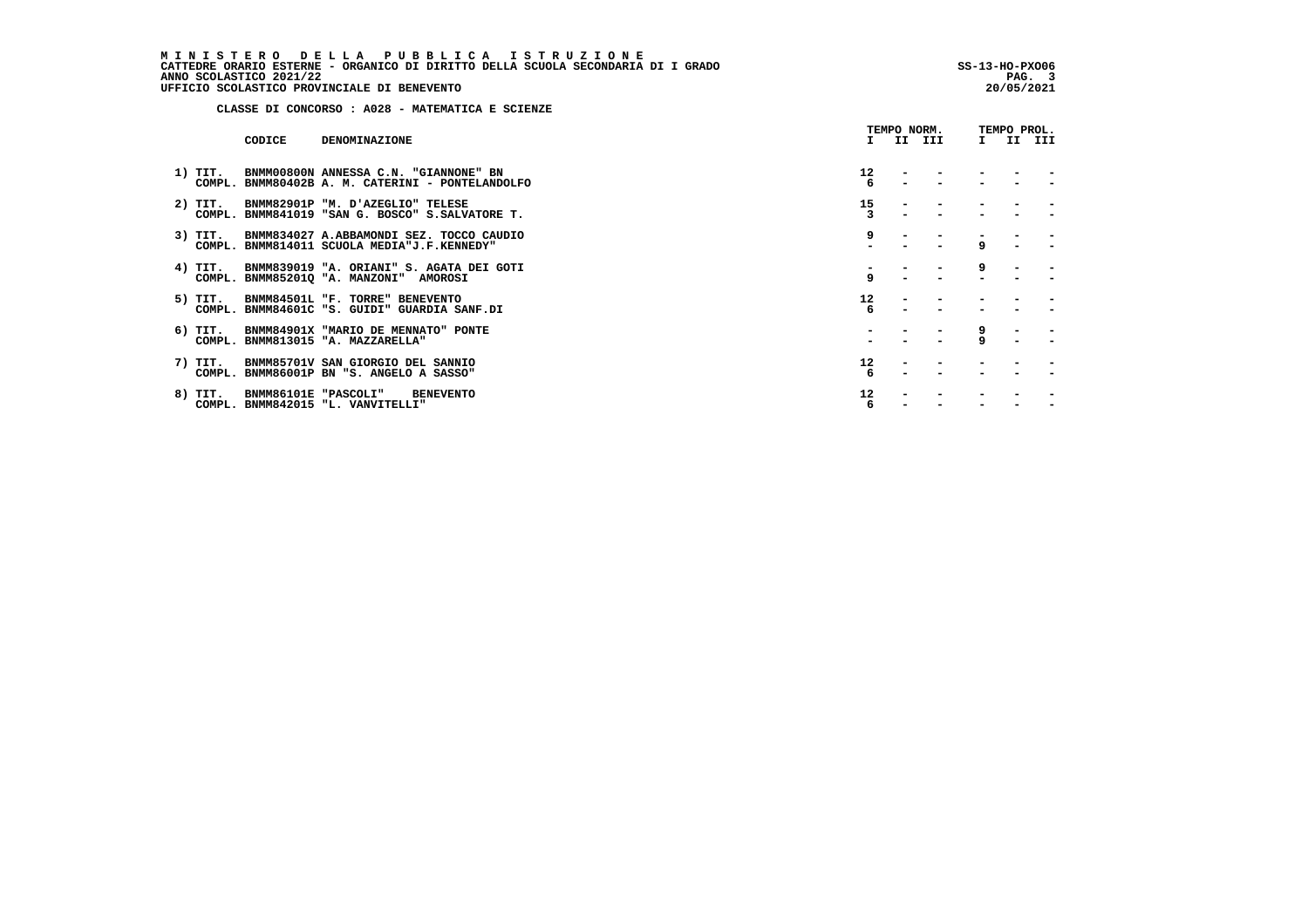M I N I S T E R O   D E L L A   P U B B L I C A   I S T R U Z I O N E
CATTEDRE ORARIO ESTERNE - ORGANICO DI DIRITTO DELLA SCUOLA SECONDARIA DI I GRADO
ANNO SCOLASTICO 2021/22
UFFICIO SCOLASTICO PROVINCIALE DI BENEVENTO

SS-13-HO-PXO06
20/05/2021

**CLASSE DI CONCORSO : A028 - MATEMATICA E SCIENZE**

| | CODICE | DENOMINAZIONE | TEMPO NORM. I | TEMPO NORM. II | TEMPO NORM. III | TEMPO PROL. I | TEMPO PROL. II | TEMPO PROL. III |
|---|---|---|---|---|---|---|---|---|
| 1) TIT. | BNMM00800N | ANNESSA C.N. "GIANNONE" BN | 12 | - | - | - | - | - |
| COMPL. | BNMM80402B | A. M. CATERINI - PONTELANDOLFO | 6 | - | - | - | - | - |
| 2) TIT. | BNMM82901P | "M. D'AZEGLIO" TELESE | 15 | - | - | - | - | - |
| COMPL. | BNMM841019 | "SAN G. BOSCO" S.SALVATORE T. | 3 | - | - | - | - | - |
| 3) TIT. | BNMM834027 | A.ABBAMONDI SEZ. TOCCO CAUDIO | 9 | - | - | - | - | - |
| COMPL. | BNMM814011 | SCUOLA MEDIA"J.F.KENNEDY" | - | - | - | 9 | - | - |
| 4) TIT. | BNMM839019 | "A. ORIANI" S. AGATA DEI GOTI | - | - | - | 9 | - | - |
| COMPL. | BNMM85201Q | "A. MANZONI" AMOROSI | 9 | - | - | - | - | - |
| 5) TIT. | BNMM84501L | "F. TORRE" BENEVENTO | 12 | - | - | - | - | - |
| COMPL. | BNMM84601C | "S. GUIDI" GUARDIA SANF.DI | 6 | - | - | - | - | - |
| 6) TIT. | BNMM84901X | "MARIO DE MENNATO" PONTE | - | - | - | 9 | - | - |
| COMPL. | BNMM813015 | "A. MAZZARELLA" | - | - | - | 9 | - | - |
| 7) TIT. | BNMM85701V | SAN GIORGIO DEL SANNIO | 12 | - | - | - | - | - |
| COMPL. | BNMM86001P | BN "S. ANGELO A SASSO" | 6 | - | - | - | - | - |
| 8) TIT. | BNMM86101E | "PASCOLI" BENEVENTO | 12 | - | - | - | - | - |
| COMPL. | BNMM842015 | "L. VANVITELLI" | 6 | - | - | - | - | - |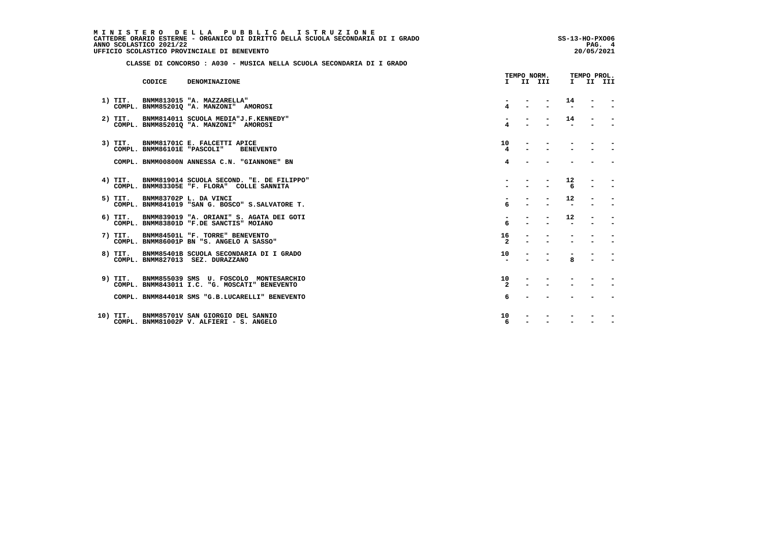# MINISTERO DELLA PUBBLICA ISTRUZIONE

**CATTEDRE ORARIO ESTERNE - ORGANICO DI DIRITTO DELLA SCUOLA SECONDARIA DI I GRADO**
**ANNO SCOLASTICO 2021/22**
**UFFICIO SCOLASTICO PROVINCIALE DI BENEVENTO**

SS-13-HO-PXO06
20/05/2021

**CLASSE DI CONCORSO : A030 - MUSICA NELLA SCUOLA SECONDARIA DI I GRADO**

| | | CODICE | DENOMINAZIONE | TEMPO NORM. I | TEMPO NORM. II | TEMPO NORM. III | TEMPO PROL. I | TEMPO PROL. II | TEMPO PROL. III |
|---|---|---|---|---|---|---|---|---|---|
| 1) | TIT. | BNMM813015 | "A. MAZZARELLA" | - | - | - | 14 | - | - |
| | COMPL. | BNMM85201Q | "A. MANZONI" AMOROSI | 4 | - | - | - | - | - |
| 2) | TIT. | BNMM814011 | SCUOLA MEDIA"J.F.KENNEDY" | - | - | - | 14 | - | - |
| | COMPL. | BNMM85201Q | "A. MANZONI" AMOROSI | 4 | - | - | - | - | - |
| 3) | TIT. | BNMM81701C | E. FALCETTI APICE | 10 | - | - | - | - | - |
| | COMPL. | BNMM86101E | "PASCOLI" BENEVENTO | 4 | - | - | - | - | - |
| | COMPL. | BNMM00800N | ANNESSA C.N. "GIANNONE" BN | 4 | - | - | - | - | - |
| 4) | TIT. | BNMM819014 | SCUOLA SECOND. "E. DE FILIPPO" | - | - | - | 12 | - | - |
| | COMPL. | BNMM83305E | "F. FLORA" COLLE SANNITA | - | - | - | 6 | - | - |
| 5) | TIT. | BNMM83702P | L. DA VINCI | - | - | - | 12 | - | - |
| | COMPL. | BNMM841019 | "SAN G. BOSCO" S.SALVATORE T. | 6 | - | - | - | - | - |
| 6) | TIT. | BNMM839019 | "A. ORIANI" S. AGATA DEI GOTI | - | - | - | 12 | - | - |
| | COMPL. | BNMM83801D | "F.DE SANCTIS" MOIANO | 6 | - | - | - | - | - |
| 7) | TIT. | BNMM84501L | "F. TORRE" BENEVENTO | 16 | - | - | - | - | - |
| | COMPL. | BNMM86001P | BN "S. ANGELO A SASSO" | 2 | - | - | - | - | - |
| 8) | TIT. | BNMM85401B | SCUOLA SECONDARIA DI I GRADO | 10 | - | - | - | - | - |
| | COMPL. | BNMM827013 | SEZ. DURAZZANO | - | - | - | 8 | - | - |
| 9) | TIT. | BNMM855039 | SMS U. FOSCOLO MONTESARCHIO | 10 | - | - | - | - | - |
| | COMPL. | BNMM843011 | I.C. "G. MOSCATI" BENEVENTO | 2 | - | - | - | - | - |
| | COMPL. | BNMM84401R | SMS "G.B.LUCARELLI" BENEVENTO | 6 | - | - | - | - | - |
| 10) | TIT. | BNMM85701V | SAN GIORGIO DEL SANNIO | 10 | - | - | - | - | - |
| | COMPL. | BNMM81002P | V. ALFIERI - S. ANGELO | 6 | - | - | - | - | - |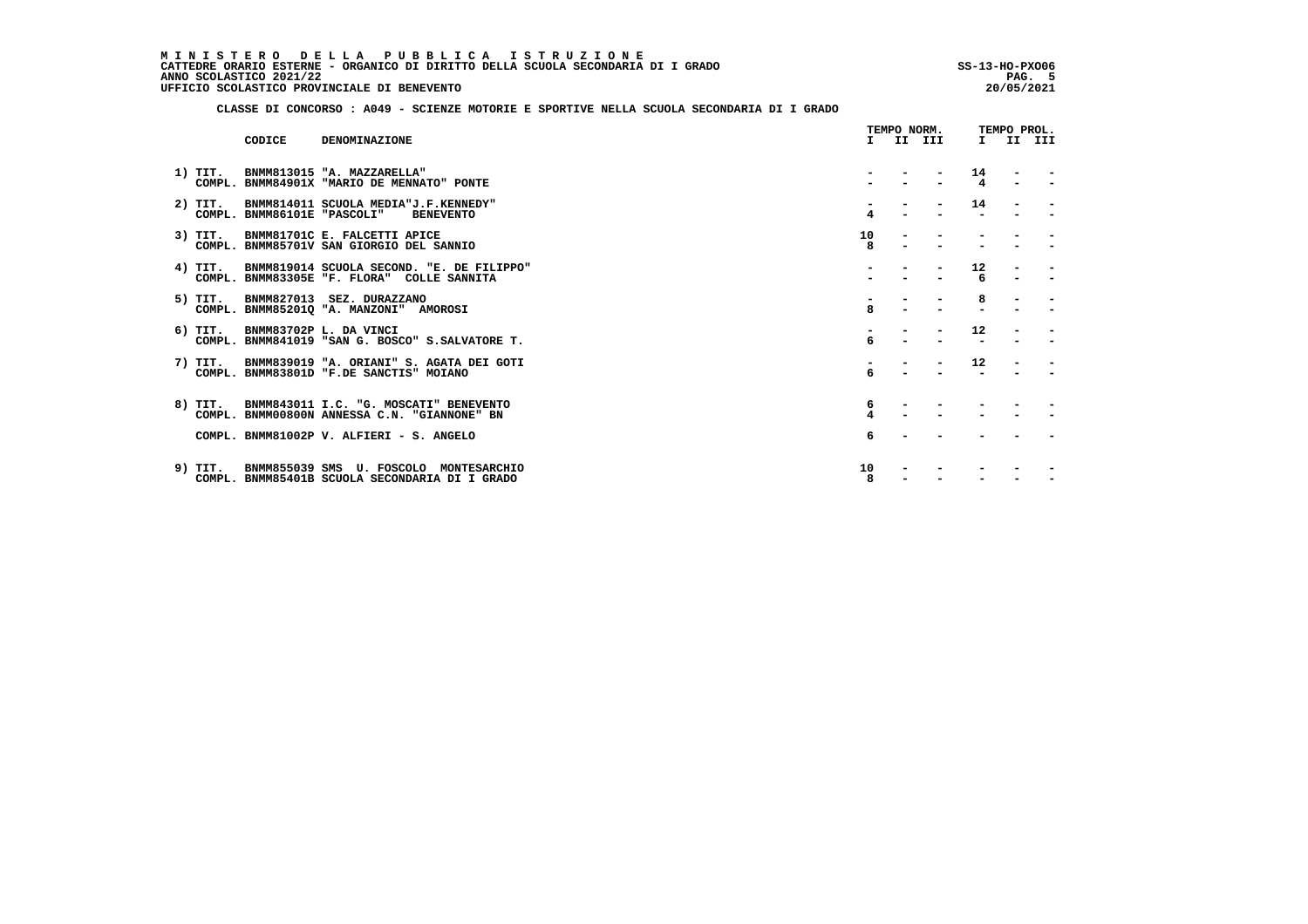**MINISTERO DELLA PUBBLICA ISTRUZIONE**
**CATTEDRE ORARIO ESTERNE - ORGANICO DI DIRITTO DELLA SCUOLA SECONDARIA DI I GRADO** SS-13-HO-PXO06
**ANNO SCOLASTICO 2021/22**
**UFFICIO SCOLASTICO PROVINCIALE DI BENEVENTO** 20/05/2021

**CLASSE DI CONCORSO : A049 - SCIENZE MOTORIE E SPORTIVE NELLA SCUOLA SECONDARIA DI I GRADO**

| | | CODICE | DENOMINAZIONE | TEMPO NORM. I | II | III | TEMPO PROL. I | II | III |
|---|---|---|---|---|---|---|---|---|---|
| 1) | TIT. | BNMM813015 | "A. MAZZARELLA" | - | - | - | 14 | - | - |
| | COMPL. | BNMM84901X | "MARIO DE MENNATO" PONTE | - | - | - | 4 | - | - |
| 2) | TIT. | BNMM814011 | SCUOLA MEDIA"J.F.KENNEDY" | - | - | - | 14 | - | - |
| | COMPL. | BNMM86101E | "PASCOLI" BENEVENTO | 4 | - | - | - | - | - |
| 3) | TIT. | BNMM81701C | E. FALCETTI APICE | 10 | - | - | - | - | - |
| | COMPL. | BNMM85701V | SAN GIORGIO DEL SANNIO | 8 | - | - | - | - | - |
| 4) | TIT. | BNMM819014 | SCUOLA SECOND. "E. DE FILIPPO" | - | - | - | 12 | - | - |
| | COMPL. | BNMM83305E | "F. FLORA" COLLE SANNITA | - | - | - | 6 | - | - |
| 5) | TIT. | BNMM827013 | SEZ. DURAZZANO | - | - | - | 8 | - | - |
| | COMPL. | BNMM85201Q | "A. MANZONI" AMOROSI | 8 | - | - | - | - | - |
| 6) | TIT. | BNMM83702P | L. DA VINCI | - | - | - | 12 | - | - |
| | COMPL. | BNMM841019 | "SAN G. BOSCO" S.SALVATORE T. | 6 | - | - | - | - | - |
| 7) | TIT. | BNMM839019 | "A. ORIANI" S. AGATA DEI GOTI | - | - | - | 12 | - | - |
| | COMPL. | BNMM83801D | "F.DE SANCTIS" MOIANO | 6 | - | - | - | - | - |
| 8) | TIT. | BNMM843011 | I.C. "G. MOSCATI" BENEVENTO | 6 | - | - | - | - | - |
| | COMPL. | BNMM00800N | ANNESSA C.N. "GIANNONE" BN | 4 | - | - | - | - | - |
| | COMPL. | BNMM81002P | V. ALFIERI - S. ANGELO | 6 | - | - | - | - | - |
| 9) | TIT. | BNMM855039 | SMS U. FOSCOLO MONTESARCHIO | 10 | - | - | - | - | - |
| | COMPL. | BNMM85401B | SCUOLA SECONDARIA DI I GRADO | 8 | - | - | - | - | - |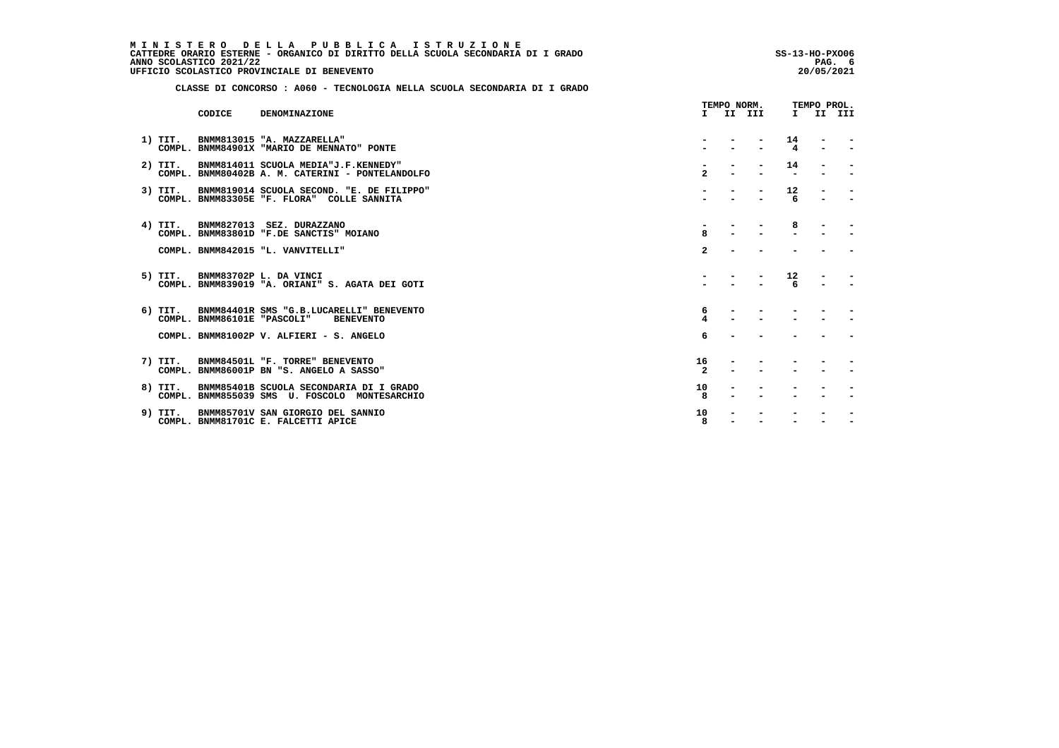**M I N I S T E R O D E L L A P U B B L I C A I S T R U Z I O N E**
**CATTEDRE ORARIO ESTERNE - ORGANICO DI DIRITTO DELLA SCUOLA SECONDARIA DI I GRADO**
**ANNO SCOLASTICO 2021/22**
**UFFICIO SCOLASTICO PROVINCIALE DI BENEVENTO**

SS-13-HO-PXO06
20/05/2021

**CLASSE DI CONCORSO : A060 - TECNOLOGIA NELLA SCUOLA SECONDARIA DI I GRADO**

| | | CODICE | DENOMINAZIONE | TEMPO NORM. I | II | III | TEMPO PROL. I | II | III |
|---|---|---|---|---|---|---|---|---|---|
| 1) | TIT. | BNMM813015 | "A. MAZZARELLA" | - | - | - | 14 | - | - |
| | COMPL. | BNMM84901X | "MARIO DE MENNATO" PONTE | - | - | - | 4 | - | - |
| 2) | TIT. | BNMM814011 | SCUOLA MEDIA"J.F.KENNEDY" | - | - | - | 14 | - | - |
| | COMPL. | BNMM80402B | A. M. CATERINI - PONTELANDOLFO | 2 | - | - | - | - | - |
| 3) | TIT. | BNMM819014 | SCUOLA SECOND. "E. DE FILIPPO" | - | - | - | 12 | - | - |
| | COMPL. | BNMM83305E | "F. FLORA" COLLE SANNITA | - | - | - | 6 | - | - |
| 4) | TIT. | BNMM827013 | SEZ. DURAZZANO | - | - | - | 8 | - | - |
| | COMPL. | BNMM83801D | "F.DE SANCTIS" MOIANO | 8 | - | - | - | - | - |
| | COMPL. | BNMM842015 | "L. VANVITELLI" | 2 | - | - | - | - | - |
| 5) | TIT. | BNMM83702P | L. DA VINCI | - | - | - | 12 | - | - |
| | COMPL. | BNMM839019 | "A. ORIANI" S. AGATA DEI GOTI | - | - | - | 6 | - | - |
| 6) | TIT. | BNMM84401R | SMS "G.B.LUCARELLI" BENEVENTO | 6 | - | - | - | - | - |
| | COMPL. | BNMM86101E | "PASCOLI" BENEVENTO | 4 | - | - | - | - | - |
| | COMPL. | BNMM81002P | V. ALFIERI - S. ANGELO | 6 | - | - | - | - | - |
| 7) | TIT. | BNMM84501L | "F. TORRE" BENEVENTO | 16 | - | - | - | - | - |
| | COMPL. | BNMM86001P | BN "S. ANGELO A SASSO" | 2 | - | - | - | - | - |
| 8) | TIT. | BNMM85401B | SCUOLA SECONDARIA DI I GRADO | 10 | - | - | - | - | - |
| | COMPL. | BNMM855039 | SMS U. FOSCOLO MONTESARCHIO | 8 | - | - | - | - | - |
| 9) | TIT. | BNMM85701V | SAN GIORGIO DEL SANNIO | 10 | - | - | - | - | - |
| | COMPL. | BNMM81701C | E. FALCETTI APICE | 8 | - | - | - | - | - |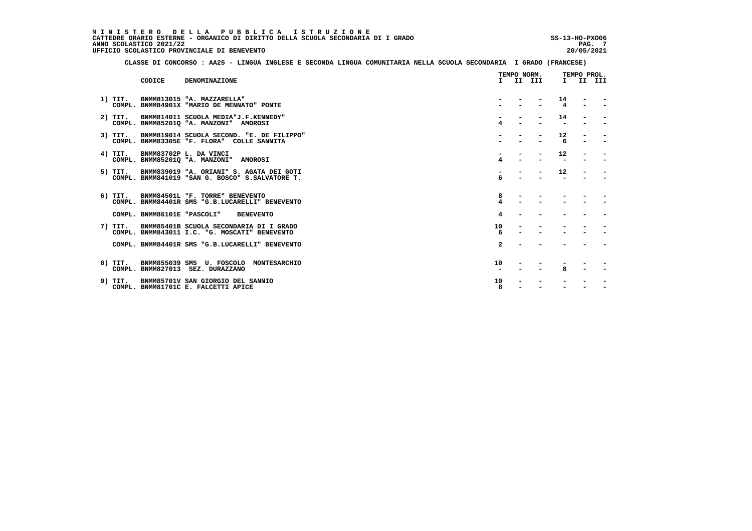**M I N I S T E R O   D E L L A   P U B B L I C A   I S T R U Z I O N E**
**CATTEDRE ORARIO ESTERNE - ORGANICO DI DIRITTO DELLA SCUOLA SECONDARIA DI I GRADO** SS-13-HO-PXO06
**ANNO SCOLASTICO 2021/22**
**UFFICIO SCOLASTICO PROVINCIALE DI BENEVENTO** 20/05/2021

**CLASSE DI CONCORSO : AA25 - LINGUA INGLESE E SECONDA LINGUA COMUNITARIA NELLA SCUOLA SECONDARIA I GRADO (FRANCESE)**

| | CODICE | DENOMINAZIONE | TEMPO NORM. I | II | III | TEMPO PROL. I | II | III |
|---|---|---|---|---|---|---|---|---|
| 1) TIT. | BNMM813015 | "A. MAZZARELLA" | - | - | - | 14 | - | - |
| COMPL. | BNMM84901X | "MARIO DE MENNATO" PONTE | - | - | - | 4 | - | - |
| 2) TIT. | BNMM814011 | SCUOLA MEDIA"J.F.KENNEDY" | - | - | - | 14 | - | - |
| COMPL. | BNMM85201Q | "A. MANZONI" AMOROSI | 4 | - | - | - | - | - |
| 3) TIT. | BNMM819014 | SCUOLA SECOND. "E. DE FILIPPO" | - | - | - | 12 | - | - |
| COMPL. | BNMM83305E | "F. FLORA" COLLE SANNITA | - | - | - | 6 | - | - |
| 4) TIT. | BNMM83702P | L. DA VINCI | - | - | - | 12 | - | - |
| COMPL. | BNMM85201Q | "A. MANZONI" AMOROSI | 4 | - | - | - | - | - |
| 5) TIT. | BNMM839019 | "A. ORIANI" S. AGATA DEI GOTI | - | - | - | 12 | - | - |
| COMPL. | BNMM841019 | "SAN G. BOSCO" S.SALVATORE T. | 6 | - | - | - | - | - |
| 6) TIT. | BNMM84501L | "F. TORRE" BENEVENTO | 8 | - | - | - | - | - |
| COMPL. | BNMM84401R | SMS "G.B.LUCARELLI" BENEVENTO | 4 | - | - | - | - | - |
| COMPL. | BNMM86101E | "PASCOLI" BENEVENTO | 4 | - | - | - | - | - |
| 7) TIT. | BNMM85401B | SCUOLA SECONDARIA DI I GRADO | 10 | - | - | - | - | - |
| COMPL. | BNMM843011 | I.C. "G. MOSCATI" BENEVENTO | 6 | - | - | - | - | - |
| COMPL. | BNMM84401R | SMS "G.B.LUCARELLI" BENEVENTO | 2 | - | - | - | - | - |
| 8) TIT. | BNMM855039 | SMS U. FOSCOLO MONTESARCHIO | 10 | - | - | - | - | - |
| COMPL. | BNMM827013 | SEZ. DURAZZANO | - | - | - | 8 | - | - |
| 9) TIT. | BNMM85701V | SAN GIORGIO DEL SANNIO | 10 | - | - | - | - | - |
| COMPL. | BNMM81701C | E. FALCETTI APICE | 8 | - | - | - | - | - |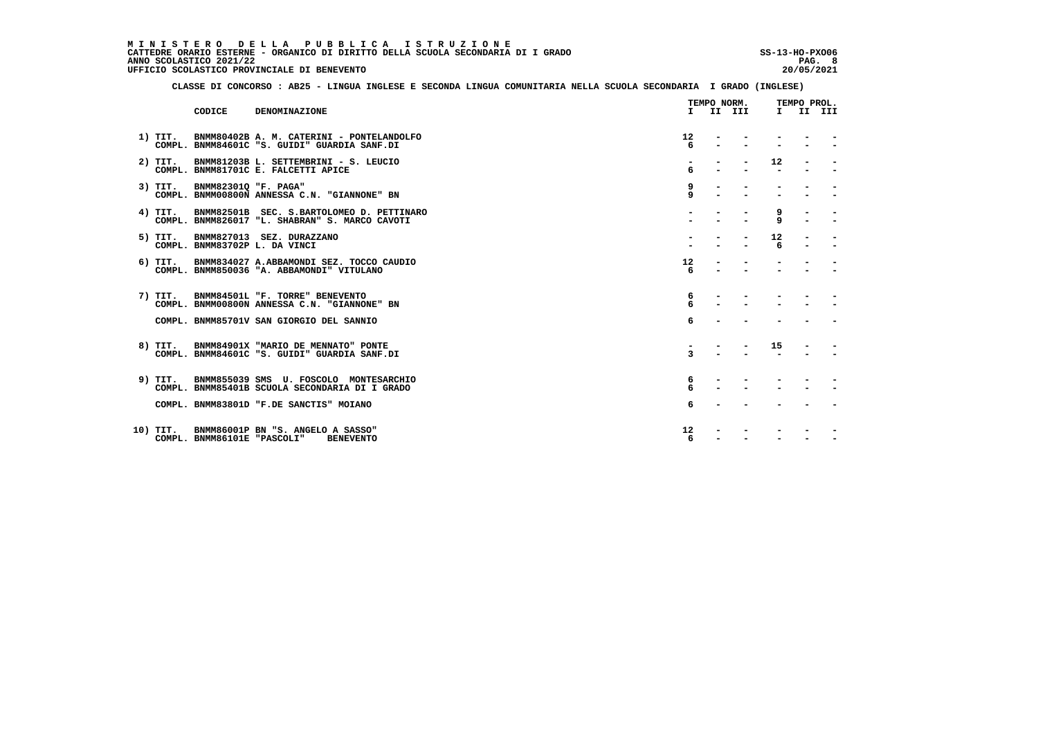MINISTERO DELLA PUBBLICA ISTRUZIONE
CATTEDRE ORARIO ESTERNE - ORGANICO DI DIRITTO DELLA SCUOLA SECONDARIA DI I GRADO
ANNO SCOLASTICO 2021/22
UFFICIO SCOLASTICO PROVINCIALE DI BENEVENTO

SS-13-HO-PXO06
20/05/2021

**CLASSE DI CONCORSO : AB25 - LINGUA INGLESE E SECONDA LINGUA COMUNITARIA NELLA SCUOLA SECONDARIA I GRADO (INGLESE)**

| | CODICE | DENOMINAZIONE | TEMPO NORM. I | II | III | TEMPO PROL. I | II | III |
|---|---|---|---|---|---|---|---|---|
| 1) TIT. | BNMM80402B | A. M. CATERINI - PONTELANDOLFO | 12 | - | - | - | - | - |
| COMPL. | BNMM84601C | "S. GUIDI" GUARDIA SANF.DI | 6 | - | - | - | - | - |
| 2) TIT. | BNMM81203B | L. SETTEMBRINI - S. LEUCIO | - | - | - | 12 | - | - |
| COMPL. | BNMM81701C | E. FALCETTI APICE | 6 | - | - | - | - | - |
| 3) TIT. | BNMM82301Q | "F. PAGA" | 9 | - | - | - | - | - |
| COMPL. | BNMM00800N | ANNESSA C.N. "GIANNONE" BN | 9 | - | - | - | - | - |
| 4) TIT. | BNMM82501B | SEC. S.BARTOLOMEO D. PETTINARO | - | - | - | 9 | - | - |
| COMPL. | BNMM826017 | "L. SHABRAN" S. MARCO CAVOTI | - | - | - | 9 | - | - |
| 5) TIT. | BNMM827013 | SEZ. DURAZZANO | - | - | - | 12 | - | - |
| COMPL. | BNMM83702P | L. DA VINCI | - | - | - | 6 | - | - |
| 6) TIT. | BNMM834027 | A.ABBAMONDI SEZ. TOCCO CAUDIO | 12 | - | - | - | - | - |
| COMPL. | BNMM850036 | "A. ABBAMONDI" VITULANO | 6 | - | - | - | - | - |
| 7) TIT. | BNMM84501L | "F. TORRE" BENEVENTO | 6 | - | - | - | - | - |
| COMPL. | BNMM00800N | ANNESSA C.N. "GIANNONE" BN | 6 | - | - | - | - | - |
| COMPL. | BNMM85701V | SAN GIORGIO DEL SANNIO | 6 | - | - | - | - | - |
| 8) TIT. | BNMM84901X | "MARIO DE MENNATO" PONTE | - | - | - | 15 | - | - |
| COMPL. | BNMM84601C | "S. GUIDI" GUARDIA SANF.DI | 3 | - | - | - | - | - |
| 9) TIT. | BNMM855039 | SMS U. FOSCOLO MONTESARCHIO | 6 | - | - | - | - | - |
| COMPL. | BNMM85401B | SCUOLA SECONDARIA DI I GRADO | 6 | - | - | - | - | - |
| COMPL. | BNMM83801D | "F.DE SANCTIS" MOIANO | 6 | - | - | - | - | - |
| 10) TIT. | BNMM86001P | BN "S. ANGELO A SASSO" | 12 | - | - | - | - | - |
| COMPL. | BNMM86101E | "PASCOLI" BENEVENTO | 6 | - | - | - | - | - |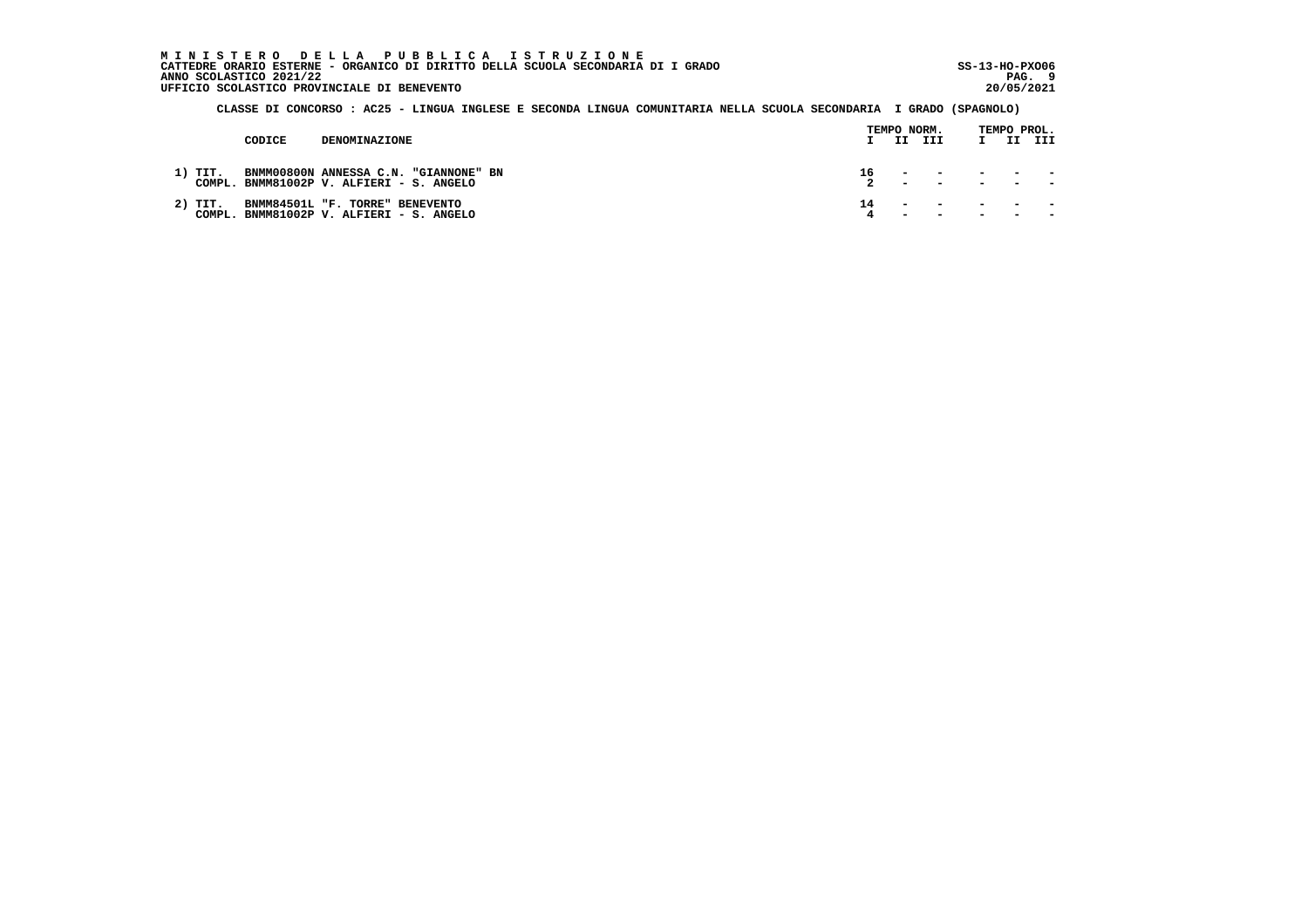M I N I S T E R O   D E L L A   P U B B L I C A   I S T R U Z I O N E
CATTEDRE ORARIO ESTERNE - ORGANICO DI DIRITTO DELLA SCUOLA SECONDARIA DI I GRADO
ANNO SCOLASTICO 2021/22
UFFICIO SCOLASTICO PROVINCIALE DI BENEVENTO

SS-13-HO-PXO06
20/05/2021

**CLASSE DI CONCORSO : AC25 - LINGUA INGLESE E SECONDA LINGUA COMUNITARIA NELLA SCUOLA SECONDARIA I GRADO (SPAGNOLO)**

| | CODICE | DENOMINAZIONE | TEMPO NORM. I | II | III | TEMPO PROL. I | II | III |
|---|---|---|---|---|---|---|---|---|
| 1) TIT. | BNMM00800N | ANNESSA C.N. "GIANNONE" BN | 16 | - | - | - | - | - |
| COMPL. | BNMM81002P | V. ALFIERI - S. ANGELO | 2 | - | - | - | - | - |
| 2) TIT. | BNMM84501L | "F. TORRE" BENEVENTO | 14 | - | - | - | - | - |
| COMPL. | BNMM81002P | V. ALFIERI - S. ANGELO | 4 | - | - | - | - | - |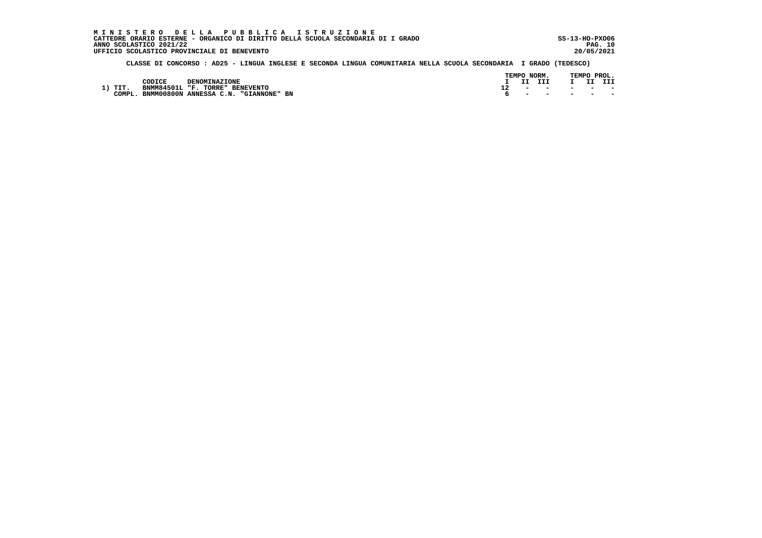**M I N I S T E R O   D E L L A   P U B B L I C A   I S T R U Z I O N E**
CATTEDRE ORARIO ESTERNE - ORGANICO DI DIRITTO DELLA SCUOLA SECONDARIA DI I GRADO — SS-13-HO-PXO06
ANNO SCOLASTICO 2021/22
UFFICIO SCOLASTICO PROVINCIALE DI BENEVENTO — 20/05/2021

CLASSE DI CONCORSO : AD25 - LINGUA INGLESE E SECONDA LINGUA COMUNITARIA NELLA SCUOLA SECONDARIA I GRADO (TEDESCO)

| | CODICE | DENOMINAZIONE | TEMPO NORM. I | II | III | TEMPO PROL. I | II | III |
|---|---|---|---|---|---|---|---|---|
| 1) TIT. | BNMM84501L | "F. TORRE" BENEVENTO | 12 | - | - | - | - | - |
| COMPL. | BNMM00800N | ANNESSA C.N. "GIANNONE" BN | 6 | - | - | - | - | - |